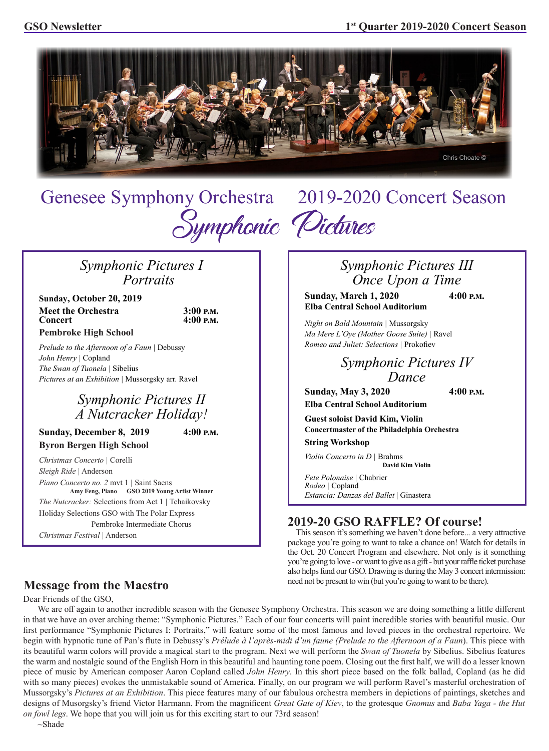# Genesee Symphony Orchestra 2019-2020 Concert Season

## Symphonic Pictures

### *Symphonic Pictures I*
### *Portraits*

**Sunday, October 20, 2019**

**Meet the Orchestra** **3:00 P.M.**
**Concert** **4:00 P.M.**

**Pembroke High School**

*Prelude to the Afternoon of a Faun* | Debussy
*John Henry* | Copland
*The Swan of Tuonela* | Sibelius
*Pictures at an Exhibition* | Mussorgsky arr. Ravel

### *Symphonic Pictures II*
### *A Nutcracker Holiday!*

**Sunday, December 8, 2019** **4:00 P.M.**

**Byron Bergen High School**

*Christmas Concerto* | Corelli
*Sleigh Ride* | Anderson
*Piano Concerto no. 2* mvt 1 | Saint Saens
**Amy Feng, Piano GSO 2019 Young Artist Winner**
*The Nutcracker:* Selections from Act 1 | Tchaikovsky
Holiday Selections GSO with The Polar Express
Pembroke Intermediate Chorus
*Christmas Festival* | Anderson

### *Symphonic Pictures III*
### *Once Upon a Time*

**Sunday, March 1, 2020** **4:00 P.M.**

**Elba Central School Auditorium**

*Night on Bald Mountain* | Mussorgsky
*Ma Mere L'Oye (Mother Goose Suite)* | Ravel
*Romeo and Juliet: Selections* | Prokofiev

### *Symphonic Pictures IV*
### *Dance*

**Sunday, May 3, 2020** **4:00 P.M.**

**Elba Central School Auditorium**

**Guest soloist David Kim, Violin**
**Concertmaster of the Philadelphia Orchestra**

**String Workshop**

*Violin Concerto in D* | Brahms
**David Kim Violin**

*Fete Polonaise* | Chabrier
*Rodeo* | Copland
*Estancia: Danzas del Ballet* | Ginastera

## 2019-20 GSO RAFFLE? Of course!

This season it's something we haven't done before... a very attractive package you're going to want to take a chance on! Watch for details in the Oct. 20 Concert Program and elsewhere. Not only is it something you're going to love - or want to give as a gift - but your raffle ticket purchase also helps fund our GSO. Drawing is during the May 3 concert intermission: need not be present to win (but you're going to want to be there).

## Message from the Maestro

Dear Friends of the GSO,

We are off again to another incredible season with the Genesee Symphony Orchestra. This season we are doing something a little different in that we have an over arching theme: "Symphonic Pictures." Each of our four concerts will paint incredible stories with beautiful music. Our first performance "Symphonic Pictures I: Portraits," will feature some of the most famous and loved pieces in the orchestral repertoire. We begin with hypnotic tune of Pan's flute in Debussy's *Prélude à l'après-midi d'un faune (Prelude to the Afternoon of a Faun*). This piece with its beautiful warm colors will provide a magical start to the program. Next we will perform the *Swan of Tuonela* by Sibelius. Sibelius features the warm and nostalgic sound of the English Horn in this beautiful and haunting tone poem. Closing out the first half, we will do a lesser known piece of music by American composer Aaron Copland called *John Henry*. In this short piece based on the folk ballad, Copland (as he did with so many pieces) evokes the unmistakable sound of America. Finally, on our program we will perform Ravel's masterful orchestration of Mussorgsky's *Pictures at an Exhibition*. This piece features many of our fabulous orchestra members in depictions of paintings, sketches and designs of Musorgsky's friend Victor Harmann. From the magnificent *Great Gate of Kiev*, to the grotesque *Gnomus* and *Baba Yaga - the Hut on fowl legs*. We hope that you will join us for this exciting start to our 73rd season!

~Shade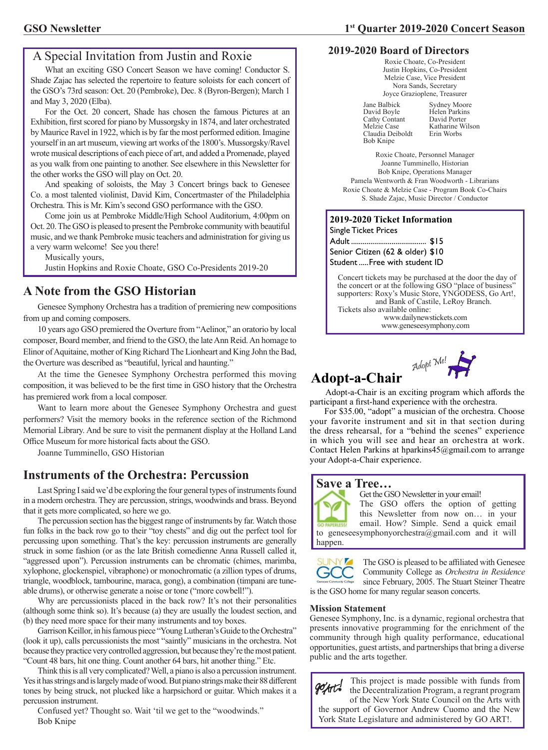## A Special Invitation from Justin and Roxie

What an exciting GSO Concert Season we have coming! Conductor S. Shade Zajac has selected the repertoire to feature soloists for each concert of the GSO's 73rd season: Oct. 20 (Pembroke), Dec. 8 (Byron-Bergen); March 1 and May 3, 2020 (Elba).

For the Oct. 20 concert, Shade has chosen the famous Pictures at an Exhibition, first scored for piano by Mussorgsky in 1874, and later orchestrated by Maurice Ravel in 1922, which is by far the most performed edition. Imagine yourself in an art museum, viewing art works of the 1800's. Mussorgsky/Ravel wrote musical descriptions of each piece of art, and added a Promenade, played as you walk from one painting to another. See elsewhere in this Newsletter for the other works the GSO will play on Oct. 20.

And speaking of soloists, the May 3 Concert brings back to Genesee Co. a most talented violinist, David Kim, Concertmaster of the Philadelphia Orchestra. This is Mr. Kim's second GSO performance with the GSO.

Come join us at Pembroke Middle/High School Auditorium, 4:00pm on Oct. 20. The GSO is pleased to present the Pembroke community with beautiful music, and we thank Pembroke music teachers and administration for giving us a very warm welcome! See you there!

Musically yours,

Justin Hopkins and Roxie Choate, GSO Co-Presidents 2019-20

## A Note from the GSO Historian

Genesee Symphony Orchestra has a tradition of premiering new compositions from up and coming composers.

10 years ago GSO premiered the Overture from "Aelinor," an oratorio by local composer, Board member, and friend to the GSO, the late Ann Reid. An homage to Elinor of Aquitaine, mother of King Richard The Lionheart and King John the Bad, the Overture was described as "beautiful, lyrical and haunting."

At the time the Genesee Symphony Orchestra performed this moving composition, it was believed to be the first time in GSO history that the Orchestra has premiered work from a local composer.

Want to learn more about the Genesee Symphony Orchestra and guest performers? Visit the memory books in the reference section of the Richmond Memorial Library. And be sure to visit the permanent display at the Holland Land Office Museum for more historical facts about the GSO.

Joanne Tumminello, GSO Historian

## Instruments of the Orchestra: Percussion

Last Spring I said we'd be exploring the four general types of instruments found in a modern orchestra. They are percussion, strings, woodwinds and brass. Beyond that it gets more complicated, so here we go.

The percussion section has the biggest range of instruments by far. Watch those fun folks in the back row go to their "toy chests" and dig out the perfect tool for percussing upon something. That's the key: percussion instruments are generally struck in some fashion (or as the late British comedienne Anna Russell called it, "aggressed upon"). Percussion instruments can be chromatic (chimes, marimba, xylophone, glockenspiel, vibraphone) or monochromatic (a zillion types of drums, triangle, woodblock, tambourine, maraca, gong), a combination (timpani are tune-able drums), or otherwise generate a noise or tone ("more cowbell!").

Why are percussionists placed in the back row? It's not their personalities (although some think so). It's because (a) they are usually the loudest section, and (b) they need more space for their many instruments and toy boxes.

Garrison Keillor, in his famous piece "Young Lutheran's Guide to the Orchestra" (look it up), calls percussionists the most "saintly" musicians in the orchestra. Not because they practice very controlled aggression, but because they're the most patient. "Count 48 bars, hit one thing. Count another 64 bars, hit another thing." Etc.

Think this is all very complicated? Well, a piano is also a percussion instrument. Yes it has strings and is largely made of wood. But piano strings make their 88 different tones by being struck, not plucked like a harpsichord or guitar. Which makes it a percussion instrument.

Confused yet? Thought so. Wait 'til we get to the "woodwinds."

Bob Knipe

## 2019-2020 Board of Directors

Roxie Choate, Co-President
Justin Hopkins, Co-President
Melzie Case, Vice President
Nora Sands, Secretary
Joyce Grazioplene, Treasurer

Jane Balbick
David Boyle
Cathy Contant
Melzie Case
Claudia Deiboldt
Bob Knipe
Sydney Moore
Helen Parkins
David Porter
Katharine Wilson
Erin Worbs

Roxie Choate, Personnel Manager
Joanne Tumminello, Historian
Bob Knipe, Operations Manager
Pamela Wentworth & Fran Woodworth - Librarians
Roxie Choate & Melzie Case - Program Book Co-Chairs
S. Shade Zajac, Music Director / Conductor

## 2019-2020 Ticket Information

Single Ticket Prices

Adult ........................................ $15
Senior Citizen (62 & older) $10
Student ..... Free with student ID

Concert tickets may be purchased at the door the day of the concert or at the following GSO "place of business" supporters: Roxy's Music Store, YNGODESS, Go Art!, and Bank of Castile, LeRoy Branch.

Tickets also available online:
www.dailynewstickets.com
www.geneseesymphony.com

## Adopt-a-Chair

Adopt Me!

Adopt-a-Chair is an exciting program which affords the participant a first-hand experience with the orchestra.

For $35.00, "adopt" a musician of the orchestra. Choose your favorite instrument and sit in that section during the dress rehearsal, for a "behind the scenes" experience in which you will see and hear an orchestra at work. Contact Helen Parkins at hparkins45@gmail.com to arrange your Adopt-a-Chair experience.

## Save a Tree…

GO PAPERLESS!

Get the GSO Newsletter in your email!

The GSO offers the option of getting this Newsletter from now on… in your email. How? Simple. Send a quick email to geneseesymphonyorchestra@gmail.com and it will happen.

SUNY GCC Genesee Community College

The GSO is pleased to be affiliated with Genesee Community College as *Orchestra in Residence* since February, 2005. The Stuart Steiner Theatre is the GSO home for many regular season concerts.

### Mission Statement

Genesee Symphony, Inc. is a dynamic, regional orchestra that presents innovative programming for the enrichment of the community through high quality performance, educational opportunities, guest artists, and partnerships that bring a diverse public and the arts together.

go Art!

This project is made possible with funds from the Decentralization Program, a regrant program of the New York State Council on the Arts with the support of Governor Andrew Cuomo and the New York State Legislature and administered by GO ART!.